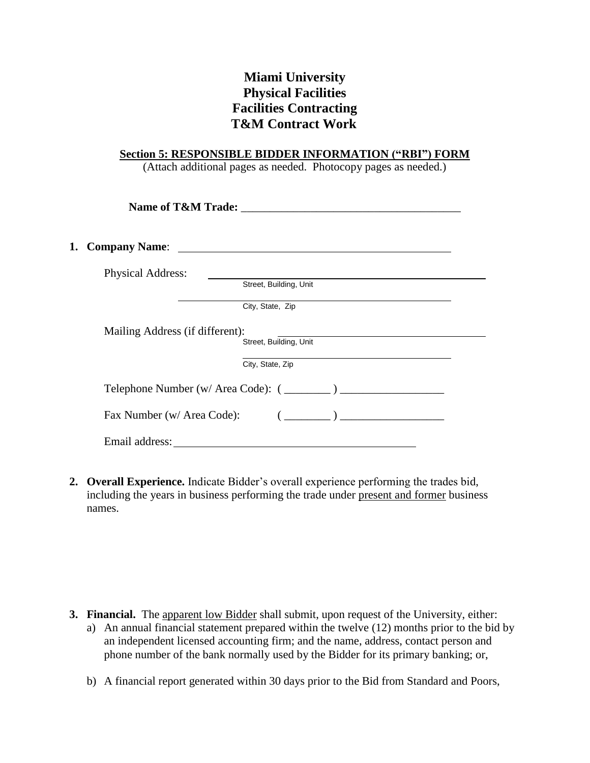# Miami University
# Physical Facilities
# Facilities Contracting
# T&M Contract Work

**Section 5: RESPONSIBLE BIDDER INFORMATION ("RBI") FORM**

(Attach additional pages as needed. Photocopy pages as needed.)

**Name of T&M Trade:** ______________________________________

1. **Company Name**: ______________________________________

   Physical Address: ______________________________________
   Street, Building, Unit

   ______________________________________
   City, State, Zip

   Mailing Address (if different): ______________________________________
   Street, Building, Unit

   ______________________________________
   City, State, Zip

   Telephone Number (w/ Area Code): ( ________ ) __________________

   Fax Number (w/ Area Code): ( ________ ) __________________

   Email address: ______________________________________

2. **Overall Experience.** Indicate Bidder's overall experience performing the trades bid, including the years in business performing the trade under present and former business names.

3. **Financial.** The apparent low Bidder shall submit, upon request of the University, either:
   a) An annual financial statement prepared within the twelve (12) months prior to the bid by an independent licensed accounting firm; and the name, address, contact person and phone number of the bank normally used by the Bidder for its primary banking; or,

   b) A financial report generated within 30 days prior to the Bid from Standard and Poors,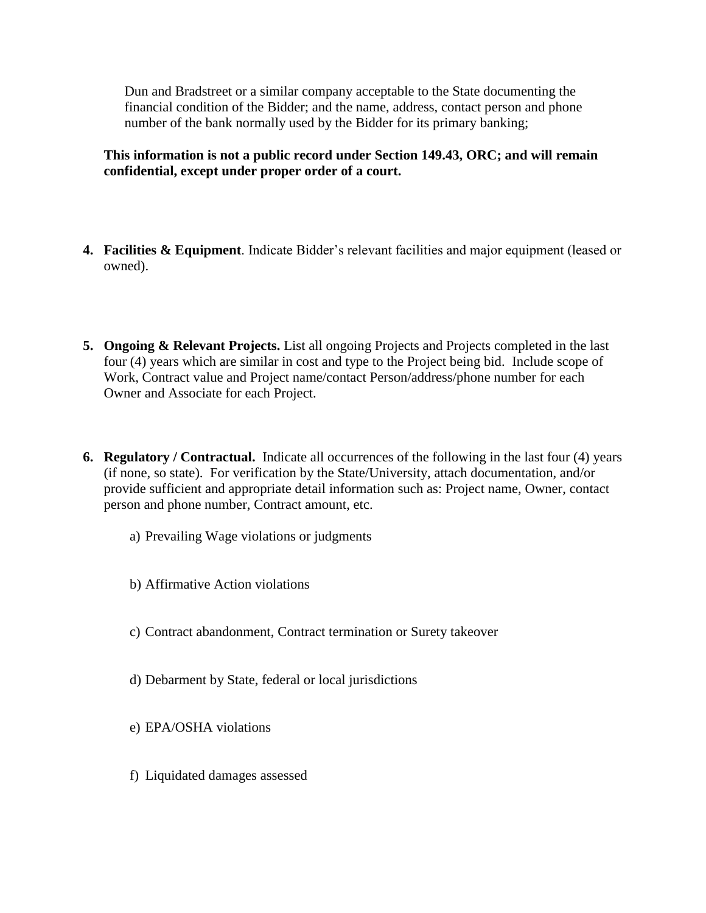Dun and Bradstreet or a similar company acceptable to the State documenting the financial condition of the Bidder; and the name, address, contact person and phone number of the bank normally used by the Bidder for its primary banking;

**This information is not a public record under Section 149.43, ORC; and will remain confidential, except under proper order of a court.**

4. **Facilities & Equipment**. Indicate Bidder's relevant facilities and major equipment (leased or owned).

5. **Ongoing & Relevant Projects.** List all ongoing Projects and Projects completed in the last four (4) years which are similar in cost and type to the Project being bid. Include scope of Work, Contract value and Project name/contact Person/address/phone number for each Owner and Associate for each Project.

6. **Regulatory / Contractual.** Indicate all occurrences of the following in the last four (4) years (if none, so state). For verification by the State/University, attach documentation, and/or provide sufficient and appropriate detail information such as: Project name, Owner, contact person and phone number, Contract amount, etc.

    a) Prevailing Wage violations or judgments

    b) Affirmative Action violations

    c) Contract abandonment, Contract termination or Surety takeover

    d) Debarment by State, federal or local jurisdictions

    e) EPA/OSHA violations

    f) Liquidated damages assessed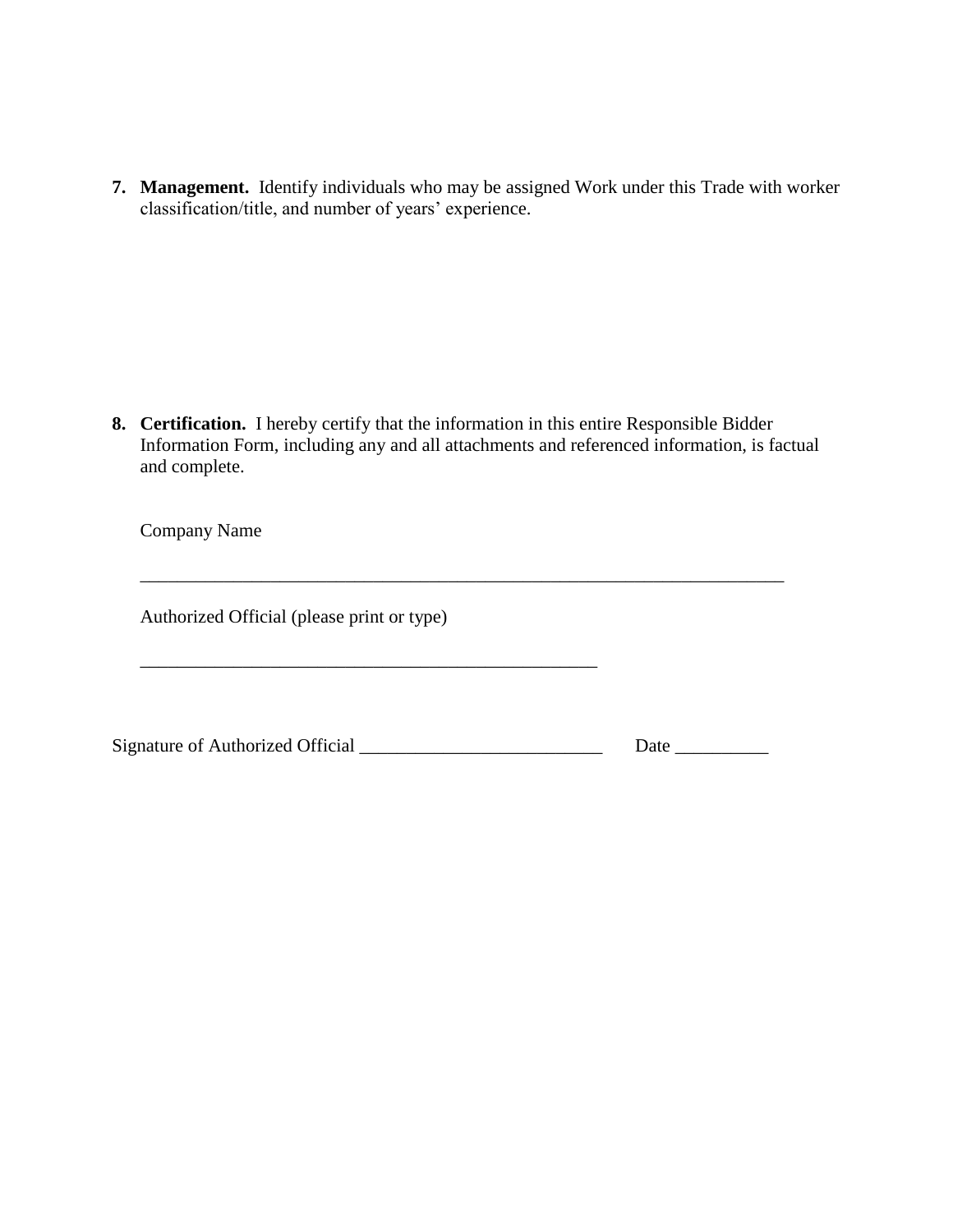7. **Management.** Identify individuals who may be assigned Work under this Trade with worker classification/title, and number of years' experience.

8. **Certification.** I hereby certify that the information in this entire Responsible Bidder Information Form, including any and all attachments and referenced information, is factual and complete.

   Company Name

   ________________________________________________________________________

   Authorized Official (please print or type)

   ___________________________________________________

Signature of Authorized Official ___________________________ Date __________